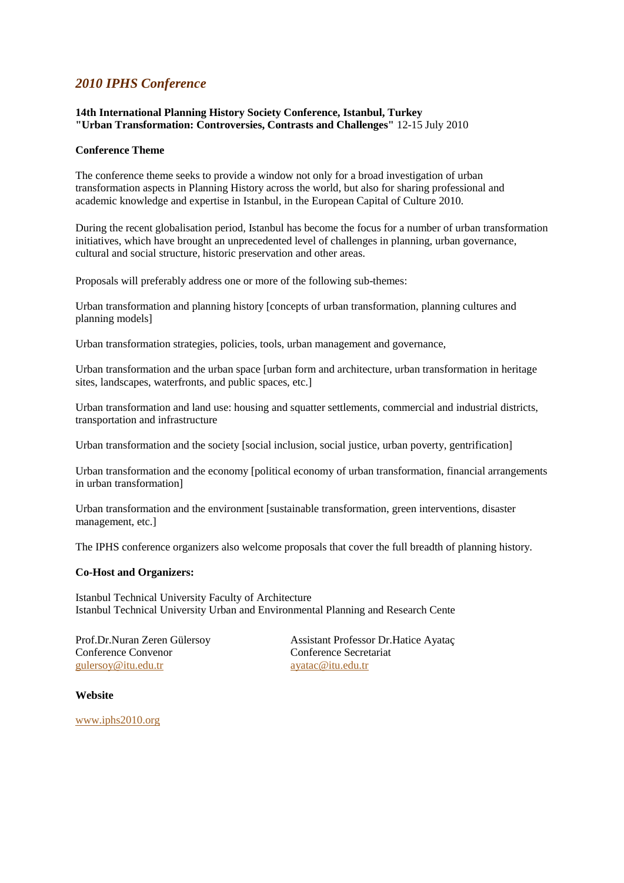## *2010 IPHS Conference*

**14th International Planning History Society Conference, Istanbul, Turkey**
**"Urban Transformation: Controversies, Contrasts and Challenges"** 12-15 July 2010

**Conference Theme**

The conference theme seeks to provide a window not only for a broad investigation of urban transformation aspects in Planning History across the world, but also for sharing professional and academic knowledge and expertise in Istanbul, in the European Capital of Culture 2010.

During the recent globalisation period, Istanbul has become the focus for a number of urban transformation initiatives, which have brought an unprecedented level of challenges in planning, urban governance, cultural and social structure, historic preservation and other areas.

Proposals will preferably address one or more of the following sub-themes:

Urban transformation and planning history [concepts of urban transformation, planning cultures and planning models]

Urban transformation strategies, policies, tools, urban management and governance,

Urban transformation and the urban space [urban form and architecture, urban transformation in heritage sites, landscapes, waterfronts, and public spaces, etc.]

Urban transformation and land use: housing and squatter settlements, commercial and industrial districts, transportation and infrastructure

Urban transformation and the society [social inclusion, social justice, urban poverty, gentrification]

Urban transformation and the economy [political economy of urban transformation, financial arrangements in urban transformation]

Urban transformation and the environment [sustainable transformation, green interventions, disaster management, etc.]

The IPHS conference organizers also welcome proposals that cover the full breadth of planning history.

**Co-Host and Organizers:**

Istanbul Technical University Faculty of Architecture
Istanbul Technical University Urban and Environmental Planning and Research Cente

Prof.Dr.Nuran Zeren Gülersoy
Conference Convenor
gulersoy@itu.edu.tr

Assistant Professor Dr.Hatice Ayataç
Conference Secretariat
ayatac@itu.edu.tr

**Website**

www.iphs2010.org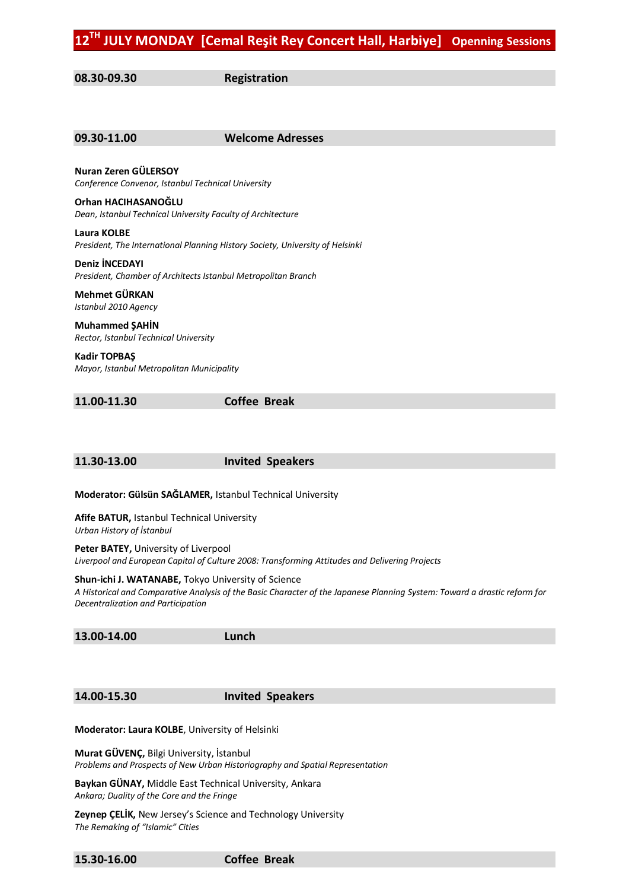# 12TH JULY MONDAY [Cemal Reşit Rey Concert Hall, Harbiye] Openning Sessions

**08.30-09.30 Registration**

**09.30-11.00 Welcome Adresses**

**Nuran Zeren GÜLERSOY**
*Conference Convenor, Istanbul Technical University*

**Orhan HACIHASANOĞLU**
*Dean, Istanbul Technical University Faculty of Architecture*

**Laura KOLBE**
*President, The International Planning History Society, University of Helsinki*

**Deniz İNCEDAYI**
*President, Chamber of Architects Istanbul Metropolitan Branch*

**Mehmet GÜRKAN**
*Istanbul 2010 Agency*

**Muhammed ŞAHİN**
*Rector, Istanbul Technical University*

**Kadir TOPBAŞ**
*Mayor, Istanbul Metropolitan Municipality*

**11.00-11.30 Coffee Break**

**11.30-13.00 Invited Speakers**

**Moderator: Gülsün SAĞLAMER,** Istanbul Technical University

**Afife BATUR,** Istanbul Technical University
*Urban History of İstanbul*

**Peter BATEY,** University of Liverpool
*Liverpool and European Capital of Culture 2008: Transforming Attitudes and Delivering Projects*

**Shun-ichi J. WATANABE,** Tokyo University of Science
*A Historical and Comparative Analysis of the Basic Character of the Japanese Planning System: Toward a drastic reform for Decentralization and Participation*

**13.00-14.00 Lunch**

**14.00-15.30 Invited Speakers**

**Moderator: Laura KOLBE**, University of Helsinki

**Murat GÜVENÇ,** Bilgi University, İstanbul
*Problems and Prospects of New Urban Historiography and Spatial Representation*

**Baykan GÜNAY,** Middle East Technical University, Ankara
*Ankara; Duality of the Core and the Fringe*

**Zeynep ÇELİK,** New Jersey's Science and Technology University
*The Remaking of "Islamic" Cities*

**15.30-16.00 Coffee Break**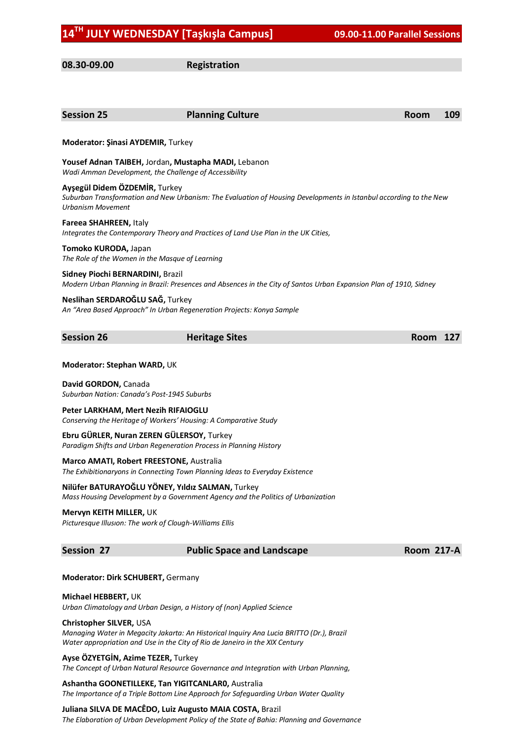# 14[TH] JULY WEDNESDAY [Taşkışla Campus] 09.00-11.00 Parallel Sessions

**08.30-09.00** **Registration**

## Session 25 — Planning Culture — Room 109

**Moderator: Şinasi AYDEMIR,** Turkey

**Yousef Adnan TAIBEH,** Jordan, **Mustapha MADI,** Lebanon
*Wadi Amman Development, the Challenge of Accessibility*

**Ayşegül Didem ÖZDEMİR,** Turkey
*Suburban Transformation and New Urbanism: The Evaluation of Housing Developments in Istanbul according to the New Urbanism Movement*

**Fareea SHAHREEN,** Italy
*Integrates the Contemporary Theory and Practices of Land Use Plan in the UK Cities,*

**Tomoko KURODA,** Japan
*The Role of the Women in the Masque of Learning*

**Sidney Piochi BERNARDINI,** Brazil
*Modern Urban Planning in Brazil: Presences and Absences in the City of Santos Urban Expansion Plan of 1910, Sidney*

**Neslihan SERDAROĞLU SAĞ,** Turkey
*An "Area Based Approach" In Urban Regeneration Projects: Konya Sample*

## Session 26 — Heritage Sites — Room 127

**Moderator: Stephan WARD,** UK

**David GORDON,** Canada
*Suburban Nation: Canada's Post-1945 Suburbs*

**Peter LARKHAM, Mert Nezih RIFAIOGLU**
*Conserving the Heritage of Workers' Housing: A Comparative Study*

**Ebru GÜRLER, Nuran ZEREN GÜLERSOY,** Turkey
*Paradigm Shifts and Urban Regeneration Process in Planning History*

**Marco AMATI, Robert FREESTONE,** Australia
*The Exhibitionaryons in Connecting Town Planning Ideas to Everyday Existence*

**Nilüfer BATURAYOĞLU YÖNEY, Yıldız SALMAN,** Turkey
*Mass Housing Development by a Government Agency and the Politics of Urbanization*

**Mervyn KEITH MILLER,** UK
*Picturesque Illusıon: The work of Clough-Williams Ellis*

## Session 27 — Public Space and Landscape — Room 217-A

**Moderator: Dirk SCHUBERT,** Germany

**Michael HEBBERT,** UK
*Urban Climatology and Urban Design, a History of (non) Applied Science*

**Christopher SILVER,** USA
*Managing Water in Megacity Jakarta: An Historical Inquiry Ana Lucia BRITTO (Dr.), Brazil*
*Water appropriation and Use in the City of Rio de Janeiro in the XIX Century*

**Ayse ÖZYETGİN, Azime TEZER,** Turkey
*The Concept of Urban Natural Resource Governance and Integration with Urban Planning,*

**Ashantha GOONETILLEKE, Tan YIGITCANLAR0,** Australia
*The Importance of a Triple Bottom Line Approach for Safeguarding Urban Water Quality*

**Juliana SILVA DE MACÊDO, Luiz Augusto MAIA COSTA,** Brazil
*The Elaboration of Urban Development Policy of the State of Bahia: Planning and Governance*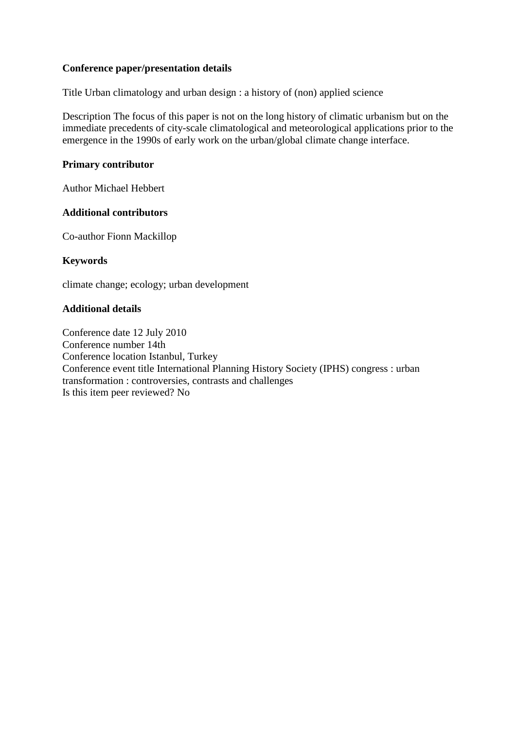## Conference paper/presentation details

Title Urban climatology and urban design : a history of (non) applied science

Description The focus of this paper is not on the long history of climatic urbanism but on the immediate precedents of city-scale climatological and meteorological applications prior to the emergence in the 1990s of early work on the urban/global climate change interface.

## Primary contributor

Author Michael Hebbert

## Additional contributors

Co-author Fionn Mackillop

## Keywords

climate change; ecology; urban development

## Additional details

Conference date 12 July 2010
Conference number 14th
Conference location Istanbul, Turkey
Conference event title International Planning History Society (IPHS) congress : urban transformation : controversies, contrasts and challenges
Is this item peer reviewed? No